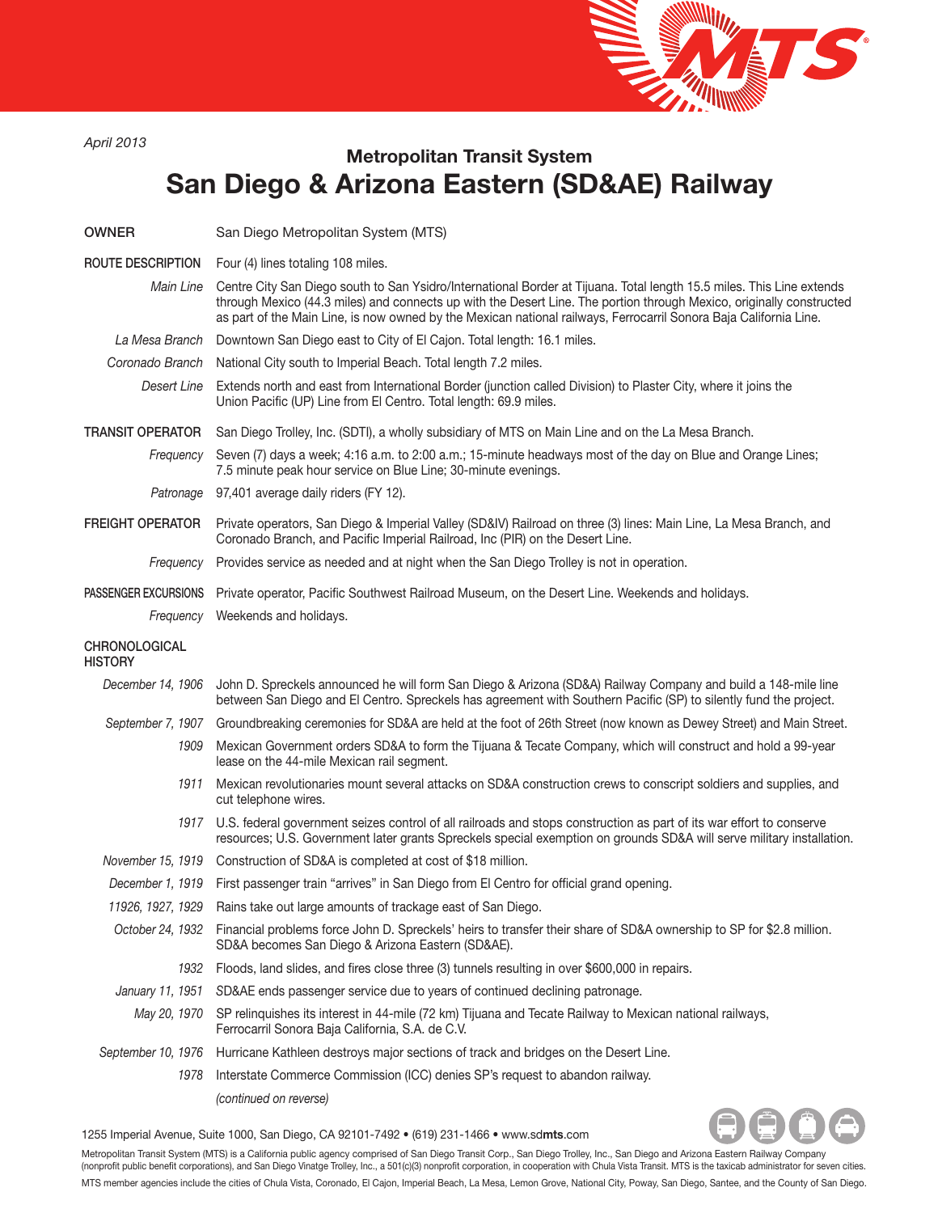April 2013

## Metropolitan Transit System

# San Diego & Arizona Eastern (SD&AE) Railway

**OWNER** San Diego Metropolitan System (MTS)

**ROUTE DESCRIPTION** Four (4) lines totaling 108 miles.

*Main Line* Centre City San Diego south to San Ysidro/International Border at Tijuana. Total length 15.5 miles. This Line extends through Mexico (44.3 miles) and connects up with the Desert Line. The portion through Mexico, originally constructed as part of the Main Line, is now owned by the Mexican national railways, Ferrocarril Sonora Baja California Line.

*La Mesa Branch* Downtown San Diego east to City of El Cajon. Total length: 16.1 miles.

*Coronado Branch* National City south to Imperial Beach. Total length 7.2 miles.

*Desert Line* Extends north and east from International Border (junction called Division) to Plaster City, where it joins the Union Pacific (UP) Line from El Centro. Total length: 69.9 miles.

**TRANSIT OPERATOR** San Diego Trolley, Inc. (SDTI), a wholly subsidiary of MTS on Main Line and on the La Mesa Branch.

*Frequency* Seven (7) days a week; 4:16 a.m. to 2:00 a.m.; 15-minute headways most of the day on Blue and Orange Lines; 7.5 minute peak hour service on Blue Line; 30-minute evenings.

*Patronage* 97,401 average daily riders (FY 12).

**FREIGHT OPERATOR** Private operators, San Diego & Imperial Valley (SD&IV) Railroad on three (3) lines: Main Line, La Mesa Branch, and Coronado Branch, and Pacific Imperial Railroad, Inc (PIR) on the Desert Line.

*Frequency* Provides service as needed and at night when the San Diego Trolley is not in operation.

**PASSENGER EXCURSIONS** Private operator, Pacific Southwest Railroad Museum, on the Desert Line. Weekends and holidays.

*Frequency* Weekends and holidays.

**CHRONOLOGICAL HISTORY**

*December 14, 1906* John D. Spreckels announced he will form San Diego & Arizona (SD&A) Railway Company and build a 148-mile line between San Diego and El Centro. Spreckels has agreement with Southern Pacific (SP) to silently fund the project.

*September 7, 1907* Groundbreaking ceremonies for SD&A are held at the foot of 26th Street (now known as Dewey Street) and Main Street.

*1909* Mexican Government orders SD&A to form the Tijuana & Tecate Company, which will construct and hold a 99-year lease on the 44-mile Mexican rail segment.

*1911* Mexican revolutionaries mount several attacks on SD&A construction crews to conscript soldiers and supplies, and cut telephone wires.

*1917* U.S. federal government seizes control of all railroads and stops construction as part of its war effort to conserve resources; U.S. Government later grants Spreckels special exemption on grounds SD&A will serve military installation.

*November 15, 1919* Construction of SD&A is completed at cost of $18 million.

*December 1, 1919* First passenger train "arrives" in San Diego from El Centro for official grand opening.

*11926, 1927, 1929* Rains take out large amounts of trackage east of San Diego.

*October 24, 1932* Financial problems force John D. Spreckels' heirs to transfer their share of SD&A ownership to SP for $2.8 million. SD&A becomes San Diego & Arizona Eastern (SD&AE).

*1932* Floods, land slides, and fires close three (3) tunnels resulting in over $600,000 in repairs.

*January 11, 1951* SD&AE ends passenger service due to years of continued declining patronage.

*May 20, 1970* SP relinquishes its interest in 44-mile (72 km) Tijuana and Tecate Railway to Mexican national railways, Ferrocarril Sonora Baja California, S.A. de C.V.

*September 10, 1976* Hurricane Kathleen destroys major sections of track and bridges on the Desert Line.

*1978* Interstate Commerce Commission (ICC) denies SP's request to abandon railway.

*(continued on reverse)*

1255 Imperial Avenue, Suite 1000, San Diego, CA 92101-7492 • (619) 231-1466 • www.sdmts.com

Metropolitan Transit System (MTS) is a California public agency comprised of San Diego Transit Corp., San Diego Trolley, Inc., San Diego and Arizona Eastern Railway Company (nonprofit public benefit corporations), and San Diego Vinatge Trolley, Inc., a 501(c)(3) nonprofit corporation, in cooperation with Chula Vista Transit. MTS is the taxicab administrator for seven cities.

MTS member agencies include the cities of Chula Vista, Coronado, El Cajon, Imperial Beach, La Mesa, Lemon Grove, National City, Poway, San Diego, Santee, and the County of San Diego.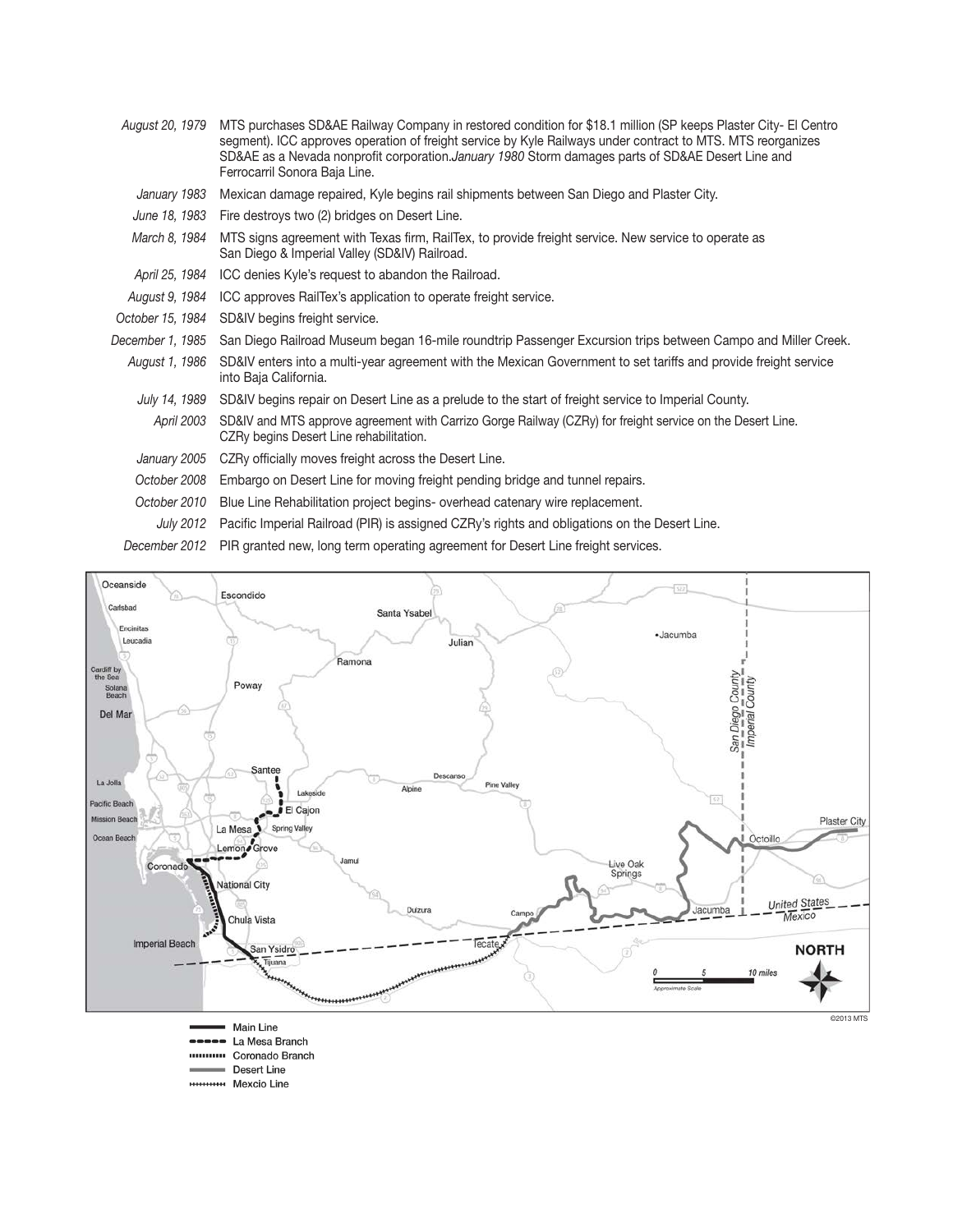| | |
|---|---|
| *August 20, 1979* | MTS purchases SD&AE Railway Company in restored condition for $18.1 million (SP keeps Plaster City- El Centro segment). ICC approves operation of freight service by Kyle Railways under contract to MTS. MTS reorganizes SD&AE as a Nevada nonprofit corporation.*January 1980* Storm damages parts of SD&AE Desert Line and Ferrocarril Sonora Baja Line. |
| *January 1983* | Mexican damage repaired, Kyle begins rail shipments between San Diego and Plaster City. |
| *June 18, 1983* | Fire destroys two (2) bridges on Desert Line. |
| *March 8, 1984* | MTS signs agreement with Texas firm, RailTex, to provide freight service. New service to operate as San Diego & Imperial Valley (SD&IV) Railroad. |
| *April 25, 1984* | ICC denies Kyle's request to abandon the Railroad. |
| *August 9, 1984* | ICC approves RailTex's application to operate freight service. |
| *October 15, 1984* | SD&IV begins freight service. |
| *December 1, 1985* | San Diego Railroad Museum began 16-mile roundtrip Passenger Excursion trips between Campo and Miller Creek. |
| *August 1, 1986* | SD&IV enters into a multi-year agreement with the Mexican Government to set tariffs and provide freight service into Baja California. |
| *July 14, 1989* | SD&IV begins repair on Desert Line as a prelude to the start of freight service to Imperial County. |
| *April 2003* | SD&IV and MTS approve agreement with Carrizo Gorge Railway (CZRy) for freight service on the Desert Line. CZRy begins Desert Line rehabilitation. |
| *January 2005* | CZRy officially moves freight across the Desert Line. |
| *October 2008* | Embargo on Desert Line for moving freight pending bridge and tunnel repairs. |
| *October 2010* | Blue Line Rehabilitation project begins- overhead catenary wire replacement. |
| *July 2012* | Pacific Imperial Railroad (PIR) is assigned CZRy's rights and obligations on the Desert Line. |
| *December 2012* | PIR granted new, long term operating agreement for Desert Line freight services. |

Oceanside
Carlsbad
Encinitas
Leucadia
Cardiff by the Sea
Solana Beach
Del Mar
La Jolla
Pacific Beach
Mission Beach
Ocean Beach
Coronado
Imperial Beach
Escondido
Poway
Santa Ysabel
Ramona
Julian
Santee
Lakeside
El Cajon
La Mesa
Spring Valley
Lemon Grove
National City
Chula Vista
San Ysidro
Tijuana
Jamul
Dulzura
Alpine
Descanso
Pine Valley
Live Oak Springs
Campo
Tecate
Jacumba
Octoillo
Plaster City
San Diego County
Imperial County
United States
Mexico
NORTH
0 5 10 miles
Approximate Scale
©2013 MTS

Main Line
La Mesa Branch
Coronado Branch
Desert Line
Mexcio Line